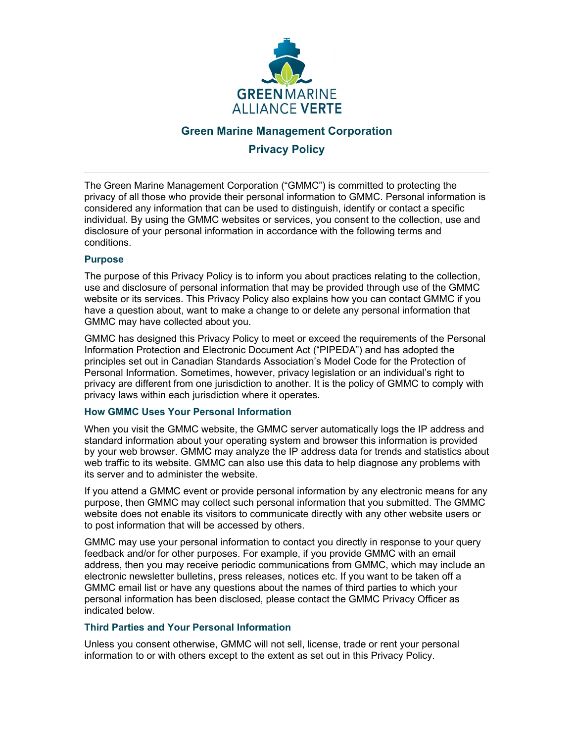GREEN MARINE
ALLIANCE VERTE

# Green Marine Management Corporation

# Privacy Policy

---

The Green Marine Management Corporation ("GMMC") is committed to protecting the privacy of all those who provide their personal information to GMMC. Personal information is considered any information that can be used to distinguish, identify or contact a specific individual. By using the GMMC websites or services, you consent to the collection, use and disclosure of your personal information in accordance with the following terms and conditions.

## Purpose

The purpose of this Privacy Policy is to inform you about practices relating to the collection, use and disclosure of personal information that may be provided through use of the GMMC website or its services. This Privacy Policy also explains how you can contact GMMC if you have a question about, want to make a change to or delete any personal information that GMMC may have collected about you.

GMMC has designed this Privacy Policy to meet or exceed the requirements of the Personal Information Protection and Electronic Document Act ("PIPEDA") and has adopted the principles set out in Canadian Standards Association's Model Code for the Protection of Personal Information. Sometimes, however, privacy legislation or an individual's right to privacy are different from one jurisdiction to another. It is the policy of GMMC to comply with privacy laws within each jurisdiction where it operates.

## How GMMC Uses Your Personal Information

When you visit the GMMC website, the GMMC server automatically logs the IP address and standard information about your operating system and browser this information is provided by your web browser. GMMC may analyze the IP address data for trends and statistics about web traffic to its website. GMMC can also use this data to help diagnose any problems with its server and to administer the website.

If you attend a GMMC event or provide personal information by any electronic means for any purpose, then GMMC may collect such personal information that you submitted. The GMMC website does not enable its visitors to communicate directly with any other website users or to post information that will be accessed by others.

GMMC may use your personal information to contact you directly in response to your query feedback and/or for other purposes. For example, if you provide GMMC with an email address, then you may receive periodic communications from GMMC, which may include an electronic newsletter bulletins, press releases, notices etc. If you want to be taken off a GMMC email list or have any questions about the names of third parties to which your personal information has been disclosed, please contact the GMMC Privacy Officer as indicated below.

## Third Parties and Your Personal Information

Unless you consent otherwise, GMMC will not sell, license, trade or rent your personal information to or with others except to the extent as set out in this Privacy Policy.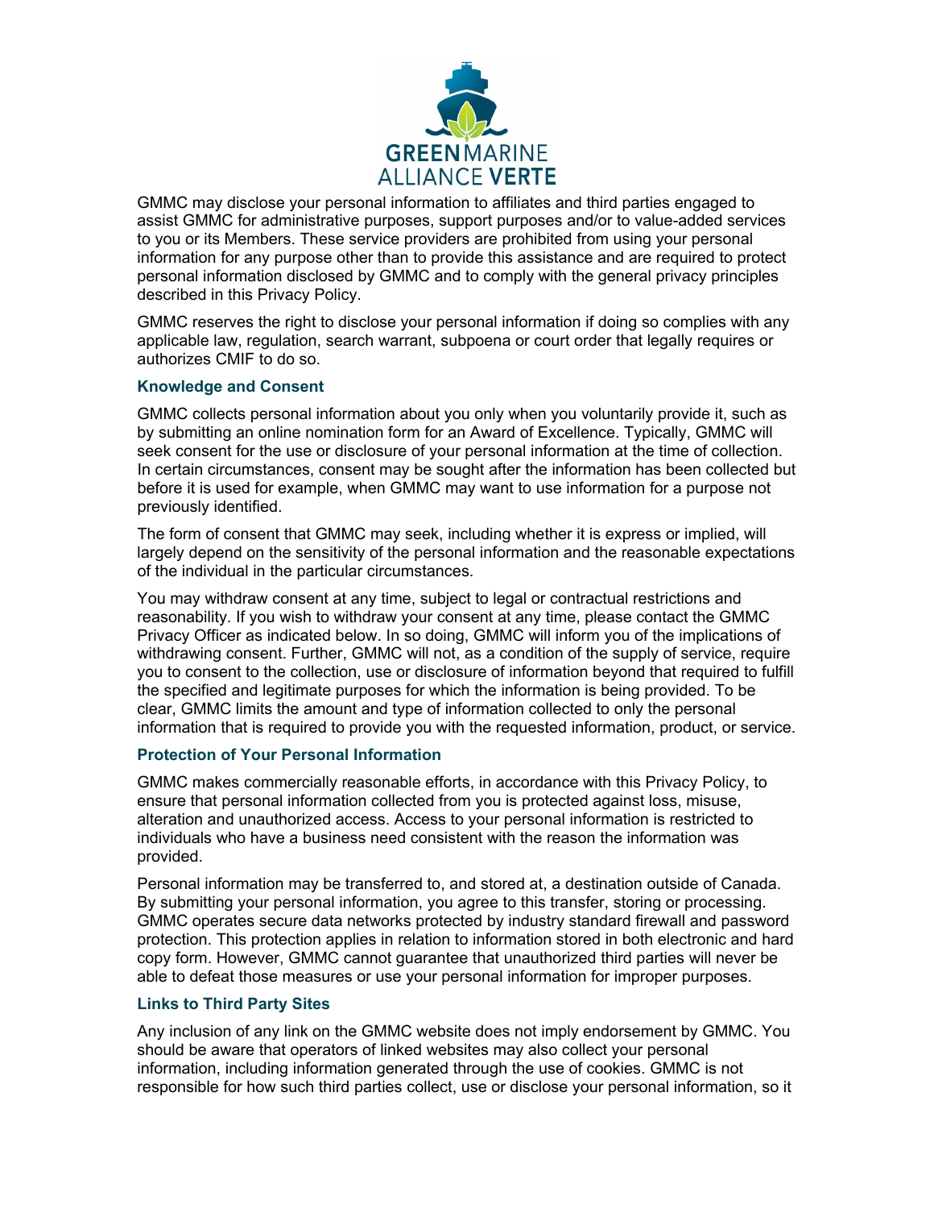GMMC may disclose your personal information to affiliates and third parties engaged to assist GMMC for administrative purposes, support purposes and/or to value-added services to you or its Members. These service providers are prohibited from using your personal information for any purpose other than to provide this assistance and are required to protect personal information disclosed by GMMC and to comply with the general privacy principles described in this Privacy Policy.

GMMC reserves the right to disclose your personal information if doing so complies with any applicable law, regulation, search warrant, subpoena or court order that legally requires or authorizes CMIF to do so.

### Knowledge and Consent

GMMC collects personal information about you only when you voluntarily provide it, such as by submitting an online nomination form for an Award of Excellence. Typically, GMMC will seek consent for the use or disclosure of your personal information at the time of collection. In certain circumstances, consent may be sought after the information has been collected but before it is used for example, when GMMC may want to use information for a purpose not previously identified.

The form of consent that GMMC may seek, including whether it is express or implied, will largely depend on the sensitivity of the personal information and the reasonable expectations of the individual in the particular circumstances.

You may withdraw consent at any time, subject to legal or contractual restrictions and reasonability. If you wish to withdraw your consent at any time, please contact the GMMC Privacy Officer as indicated below. In so doing, GMMC will inform you of the implications of withdrawing consent. Further, GMMC will not, as a condition of the supply of service, require you to consent to the collection, use or disclosure of information beyond that required to fulfill the specified and legitimate purposes for which the information is being provided. To be clear, GMMC limits the amount and type of information collected to only the personal information that is required to provide you with the requested information, product, or service.

### Protection of Your Personal Information

GMMC makes commercially reasonable efforts, in accordance with this Privacy Policy, to ensure that personal information collected from you is protected against loss, misuse, alteration and unauthorized access. Access to your personal information is restricted to individuals who have a business need consistent with the reason the information was provided.

Personal information may be transferred to, and stored at, a destination outside of Canada. By submitting your personal information, you agree to this transfer, storing or processing. GMMC operates secure data networks protected by industry standard firewall and password protection. This protection applies in relation to information stored in both electronic and hard copy form. However, GMMC cannot guarantee that unauthorized third parties will never be able to defeat those measures or use your personal information for improper purposes.

### Links to Third Party Sites

Any inclusion of any link on the GMMC website does not imply endorsement by GMMC. You should be aware that operators of linked websites may also collect your personal information, including information generated through the use of cookies. GMMC is not responsible for how such third parties collect, use or disclose your personal information, so it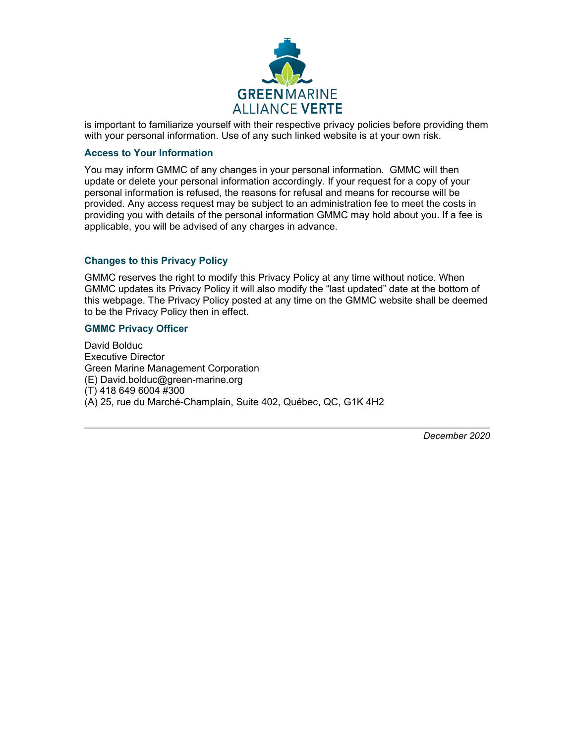is important to familiarize yourself with their respective privacy policies before providing them with your personal information. Use of any such linked website is at your own risk.

### Access to Your Information

You may inform GMMC of any changes in your personal information. GMMC will then update or delete your personal information accordingly. If your request for a copy of your personal information is refused, the reasons for refusal and means for recourse will be provided. Any access request may be subject to an administration fee to meet the costs in providing you with details of the personal information GMMC may hold about you. If a fee is applicable, you will be advised of any charges in advance.

### Changes to this Privacy Policy

GMMC reserves the right to modify this Privacy Policy at any time without notice. When GMMC updates its Privacy Policy it will also modify the "last updated" date at the bottom of this webpage. The Privacy Policy posted at any time on the GMMC website shall be deemed to be the Privacy Policy then in effect.

### GMMC Privacy Officer

David Bolduc
Executive Director
Green Marine Management Corporation
(E) David.bolduc@green-marine.org
(T) 418 649 6004 #300
(A) 25, rue du Marché-Champlain, Suite 402, Québec, QC, G1K 4H2

---

*December 2020*